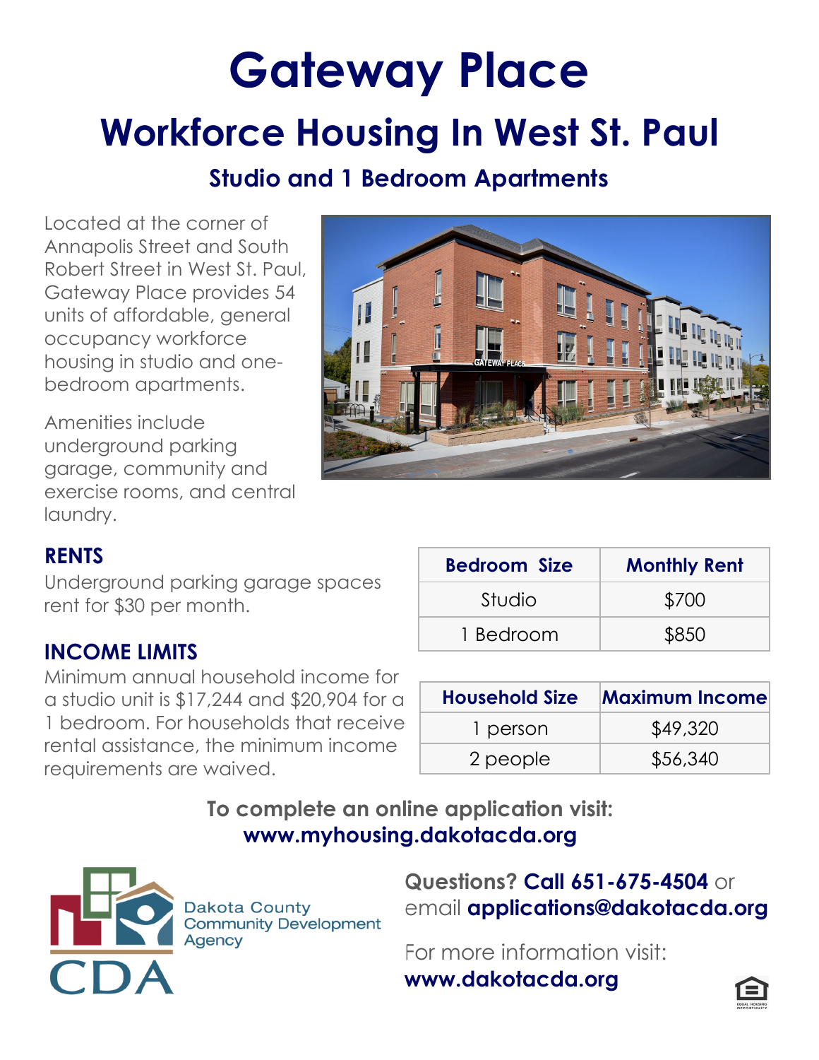# Gateway Place

## Workforce Housing In West St. Paul

### Studio and 1 Bedroom Apartments

Located at the corner of Annapolis Street and South Robert Street in West St. Paul, Gateway Place provides 54 units of affordable, general occupancy workforce housing in studio and one-bedroom apartments.

Amenities include underground parking garage, community and exercise rooms, and central laundry.

### RENTS

Underground parking garage spaces rent for $30 per month.

| Bedroom Size | Monthly Rent |
| --- | --- |
| Studio | $700 |
| 1 Bedroom | $850 |

### INCOME LIMITS

Minimum annual household income for a studio unit is $17,244 and $20,904 for a 1 bedroom. For households that receive rental assistance, the minimum income requirements are waived.

| Household Size | Maximum Income |
| --- | --- |
| 1 person | $49,320 |
| 2 people | $56,340 |

**To complete an online application visit:**
**www.myhousing.dakotacda.org**

Dakota County Community Development Agency
CDA

**Questions? Call 651-675-4504** or email **applications@dakotacda.org**

For more information visit:
**www.dakotacda.org**

EQUAL HOUSING OPPORTUNITY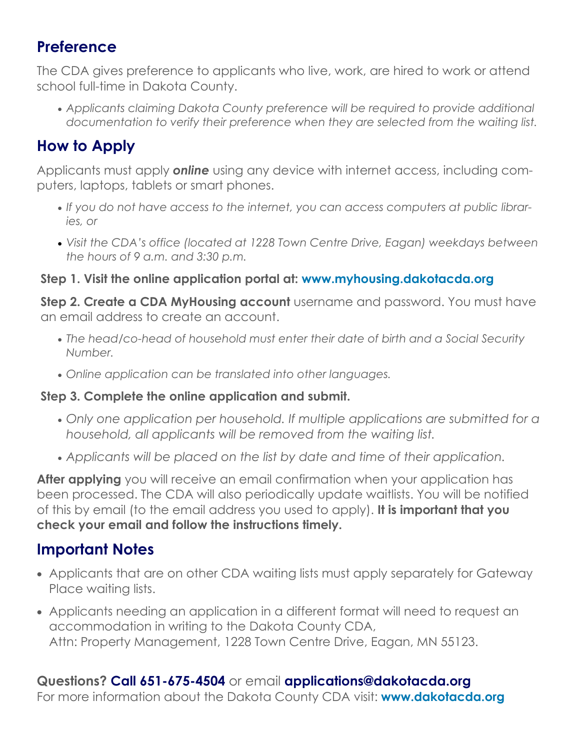## Preference

The CDA gives preference to applicants who live, work, are hired to work or attend school full-time in Dakota County.

- *Applicants claiming Dakota County preference will be required to provide additional documentation to verify their preference when they are selected from the waiting list.*

## How to Apply

Applicants must apply ***online*** using any device with internet access, including computers, laptops, tablets or smart phones.

- *If you do not have access to the internet, you can access computers at public libraries, or*
- *Visit the CDA's office (located at 1228 Town Centre Drive, Eagan) weekdays between the hours of 9 a.m. and 3:30 p.m.*

**Step 1. Visit the online application portal at: www.myhousing.dakotacda.org**

**Step 2. Create a CDA MyHousing account** username and password. You must have an email address to create an account.

- *The head/co-head of household must enter their date of birth and a Social Security Number.*
- *Online application can be translated into other languages.*

**Step 3. Complete the online application and submit.**

- *Only one application per household. If multiple applications are submitted for a household, all applicants will be removed from the waiting list.*
- *Applicants will be placed on the list by date and time of their application.*

**After applying** you will receive an email confirmation when your application has been processed. The CDA will also periodically update waitlists. You will be notified of this by email (to the email address you used to apply). **It is important that you check your email and follow the instructions timely.**

## Important Notes

- Applicants that are on other CDA waiting lists must apply separately for Gateway Place waiting lists.
- Applicants needing an application in a different format will need to request an accommodation in writing to the Dakota County CDA,
  Attn: Property Management, 1228 Town Centre Drive, Eagan, MN 55123.

**Questions? Call 651-675-4504** or email **applications@dakotacda.org**
For more information about the Dakota County CDA visit: **www.dakotacda.org**